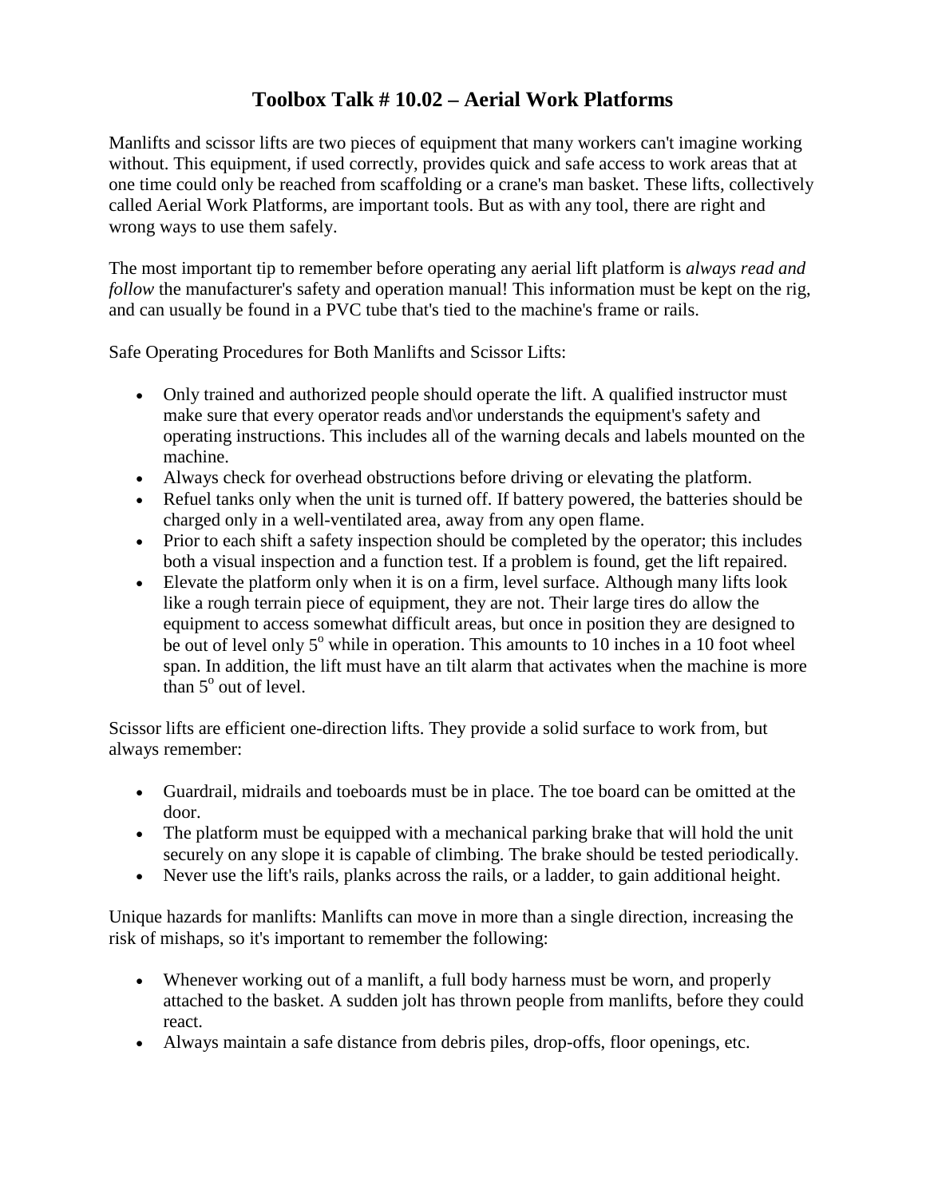# Toolbox Talk # 10.02 – Aerial Work Platforms

Manlifts and scissor lifts are two pieces of equipment that many workers can't imagine working without. This equipment, if used correctly, provides quick and safe access to work areas that at one time could only be reached from scaffolding or a crane's man basket. These lifts, collectively called Aerial Work Platforms, are important tools. But as with any tool, there are right and wrong ways to use them safely.

The most important tip to remember before operating any aerial lift platform is *always read and follow* the manufacturer's safety and operation manual! This information must be kept on the rig, and can usually be found in a PVC tube that's tied to the machine's frame or rails.

Safe Operating Procedures for Both Manlifts and Scissor Lifts:

- Only trained and authorized people should operate the lift. A qualified instructor must make sure that every operator reads and\or understands the equipment's safety and operating instructions. This includes all of the warning decals and labels mounted on the machine.
- Always check for overhead obstructions before driving or elevating the platform.
- Refuel tanks only when the unit is turned off. If battery powered, the batteries should be charged only in a well-ventilated area, away from any open flame.
- Prior to each shift a safety inspection should be completed by the operator; this includes both a visual inspection and a function test. If a problem is found, get the lift repaired.
- Elevate the platform only when it is on a firm, level surface. Although many lifts look like a rough terrain piece of equipment, they are not. Their large tires do allow the equipment to access somewhat difficult areas, but once in position they are designed to be out of level only 5° while in operation. This amounts to 10 inches in a 10 foot wheel span. In addition, the lift must have an tilt alarm that activates when the machine is more than 5° out of level.

Scissor lifts are efficient one-direction lifts. They provide a solid surface to work from, but always remember:

- Guardrail, midrails and toeboards must be in place. The toe board can be omitted at the door.
- The platform must be equipped with a mechanical parking brake that will hold the unit securely on any slope it is capable of climbing. The brake should be tested periodically.
- Never use the lift's rails, planks across the rails, or a ladder, to gain additional height.

Unique hazards for manlifts: Manlifts can move in more than a single direction, increasing the risk of mishaps, so it's important to remember the following:

- Whenever working out of a manlift, a full body harness must be worn, and properly attached to the basket. A sudden jolt has thrown people from manlifts, before they could react.
- Always maintain a safe distance from debris piles, drop-offs, floor openings, etc.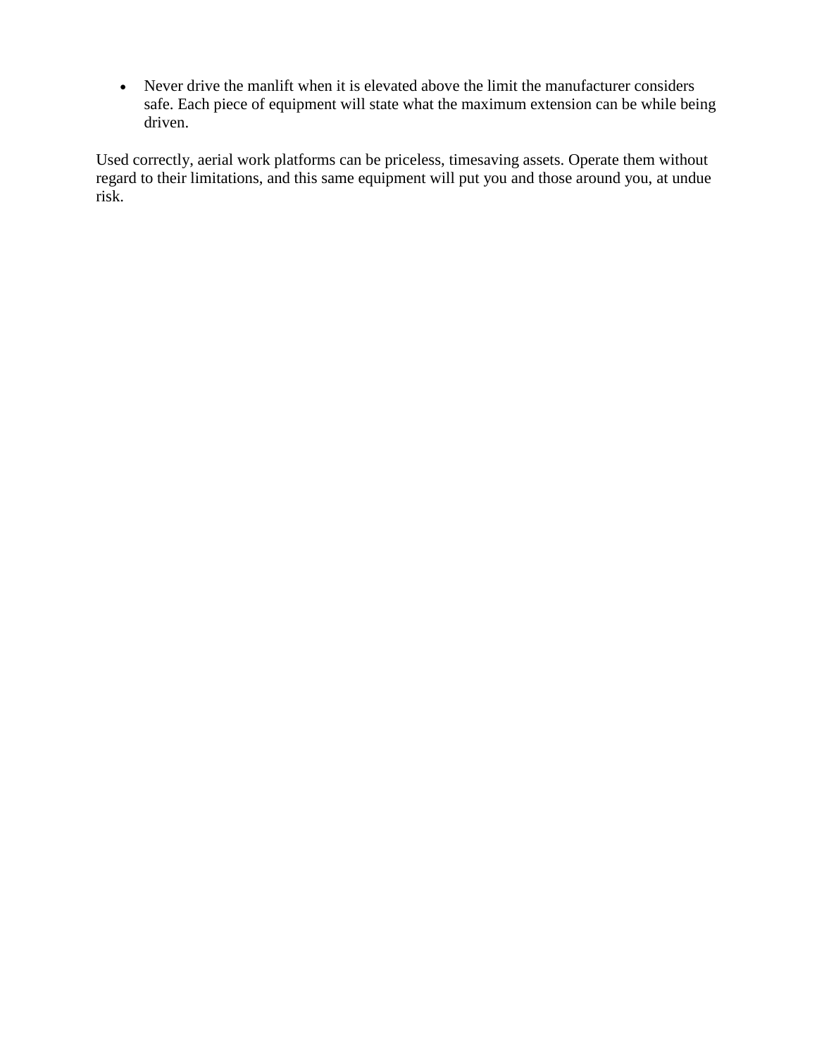- Never drive the manlift when it is elevated above the limit the manufacturer considers safe. Each piece of equipment will state what the maximum extension can be while being driven.

Used correctly, aerial work platforms can be priceless, timesaving assets. Operate them without regard to their limitations, and this same equipment will put you and those around you, at undue risk.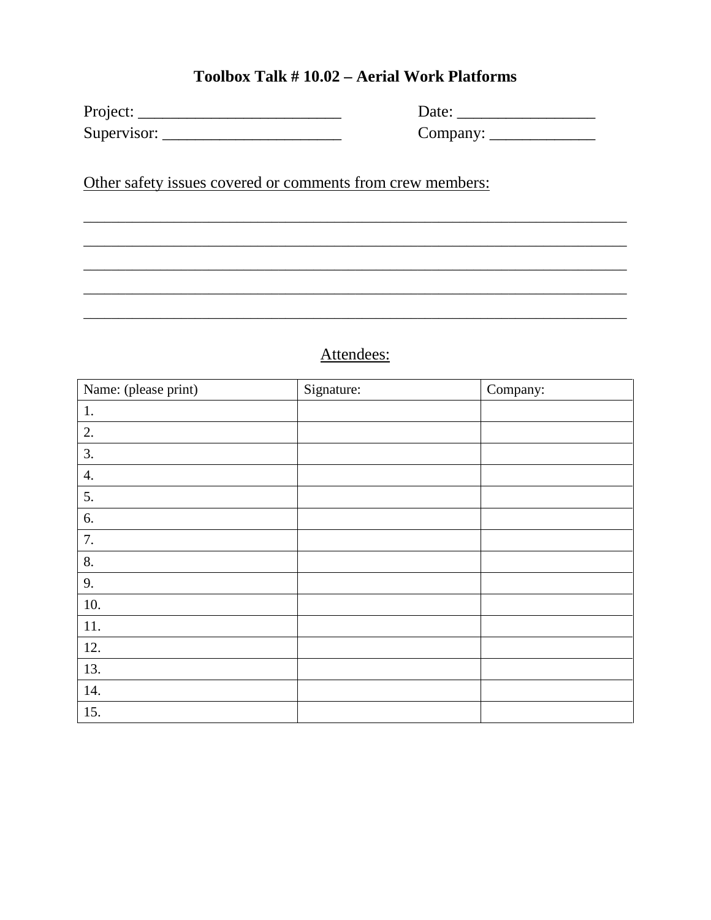# Toolbox Talk # 10.02 – Aerial Work Platforms

Project: __________________________ Date: _________________

Supervisor: ______________________ Company: _____________

Other safety issues covered or comments from crew members:

___________________________________________________________________________

___________________________________________________________________________

___________________________________________________________________________

___________________________________________________________________________

___________________________________________________________________________

## Attendees:

| Name: (please print) | Signature: | Company: |
| --- | --- | --- |
| 1. | | |
| 2. | | |
| 3. | | |
| 4. | | |
| 5. | | |
| 6. | | |
| 7. | | |
| 8. | | |
| 9. | | |
| 10. | | |
| 11. | | |
| 12. | | |
| 13. | | |
| 14. | | |
| 15. | | |